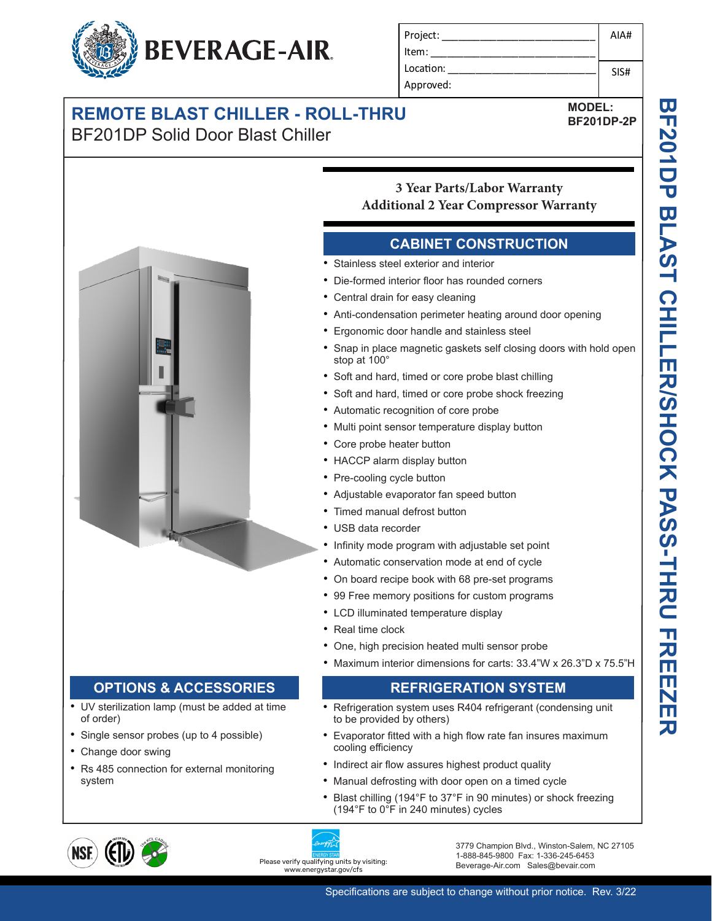# BEVERAGE-AIR

| Project: | AIA# |
|---|---|
| Item: | |
| Location: | SIS# |
| Approved: | |

## REMOTE BLAST CHILLER - ROLL-THRU

BF201DP Solid Door Blast Chiller

**MODEL: BF201DP-2P**

BF201DP BLAST CHILLER/SHOCK PASS-THRU FREEZER

**3 Year Parts/Labor Warranty**
**Additional 2 Year Compressor Warranty**

## CABINET CONSTRUCTION

- Stainless steel exterior and interior
- Die-formed interior floor has rounded corners
- Central drain for easy cleaning
- Anti-condensation perimeter heating around door opening
- Ergonomic door handle and stainless steel
- Snap in place magnetic gaskets self closing doors with hold open stop at 100°
- Soft and hard, timed or core probe blast chilling
- Soft and hard, timed or core probe shock freezing
- Automatic recognition of core probe
- Multi point sensor temperature display button
- Core probe heater button
- HACCP alarm display button
- Pre-cooling cycle button
- Adjustable evaporator fan speed button
- Timed manual defrost button
- USB data recorder
- Infinity mode program with adjustable set point
- Automatic conservation mode at end of cycle
- On board recipe book with 68 pre-set programs
- 99 Free memory positions for custom programs
- LCD illuminated temperature display
- Real time clock
- One, high precision heated multi sensor probe
- Maximum interior dimensions for carts: 33.4"W x 26.3"D x 75.5"H

## OPTIONS & ACCESSORIES

- UV sterilization lamp (must be added at time of order)
- Single sensor probes (up to 4 possible)
- Change door swing
- Rs 485 connection for external monitoring system

## REFRIGERATION SYSTEM

- Refrigeration system uses R404 refrigerant (condensing unit to be provided by others)
- Evaporator fitted with a high flow rate fan insures maximum cooling efficiency
- Indirect air flow assures highest product quality
- Manual defrosting with door open on a timed cycle
- Blast chilling (194°F to 37°F in 90 minutes) or shock freezing (194°F to 0°F in 240 minutes) cycles

Please verify qualifying units by visiting: www.energystar.gov/cfs

3779 Champion Blvd., Winston-Salem, NC 27105
1-888-845-9800 Fax: 1-336-245-6453
Beverage-Air.com Sales@bevair.com

Specifications are subject to change without prior notice. Rev. 3/22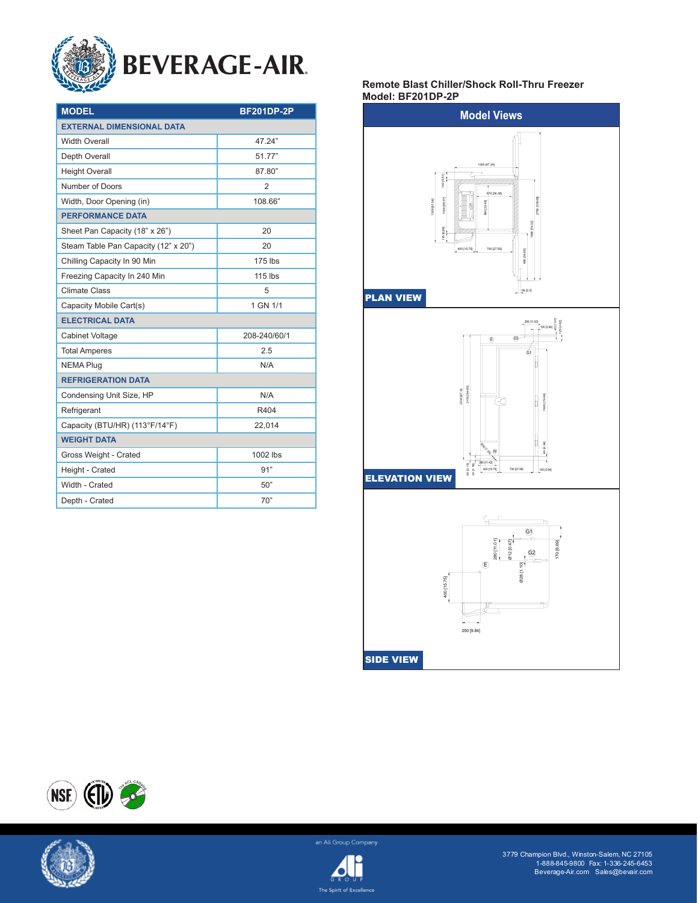# BEVERAGE-AIR

## Remote Blast Chiller/Shock Roll-Thru Freezer
## Model: BF201DP-2P

| MODEL | BF201DP-2P |
|---|---|
| **EXTERNAL DIMENSIONAL DATA** | |
| Width Overall | 47.24" |
| Depth Overall | 51.77" |
| Height Overall | 87.80" |
| Number of Doors | 2 |
| Width, Door Opening (in) | 108.66" |
| **PERFORMANCE DATA** | |
| Sheet Pan Capacity (18" x 26") | 20 |
| Steam Table Pan Capacity (12" x 20") | 20 |
| Chilling Capacity In 90 Min | 175 lbs |
| Freezing Capacity In 240 Min | 115 lbs |
| Climate Class | 5 |
| Capacity Mobile Cart(s) | 1 GN 1/1 |
| **ELECTRICAL DATA** | |
| Cabinet Voltage | 208-240/60/1 |
| Total Amperes | 2.5 |
| NEMA Plug | N/A |
| **REFRIGERATION DATA** | |
| Condensing Unit Size, HP | N/A |
| Refrigerant | R404 |
| Capacity (BTU/HR) (113°F/14°F) | 22,014 |
| **WEIGHT DATA** | |
| Gross Weight - Crated | 1002 lbs |
| Height - Crated | 91" |
| Width - Crated | 50" |
| Depth - Crated | 70" |

### Model Views

**PLAN VIEW**

**ELEVATION VIEW**

**SIDE VIEW**

an Ali Group Company

The Spirit of Excellence

3779 Champion Blvd., Winston-Salem, NC 27105
1-888-845-9800 Fax: 1-336-245-6453
Beverage-Air.com Sales@bevair.com